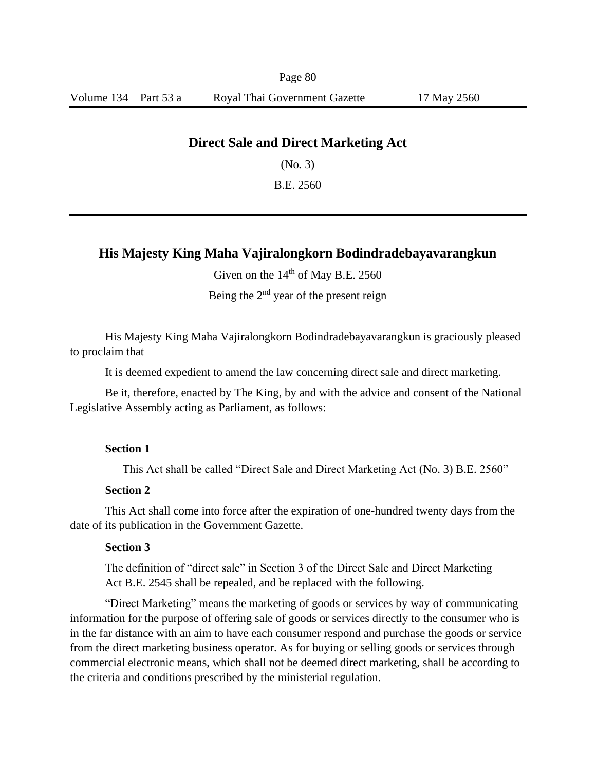# Direct Sale and Direct Marketing Act

(No. 3)

B.E. 2560

---

## His Majesty King Maha Vajiralongkorn Bodindradebayavarangkun

Given on the 14th of May B.E. 2560

Being the 2nd year of the present reign

His Majesty King Maha Vajiralongkorn Bodindradebayavarangkun is graciously pleased to proclaim that

It is deemed expedient to amend the law concerning direct sale and direct marketing.

Be it, therefore, enacted by The King, by and with the advice and consent of the National Legislative Assembly acting as Parliament, as follows:

**Section 1**

This Act shall be called "Direct Sale and Direct Marketing Act (No. 3) B.E. 2560"

**Section 2**

This Act shall come into force after the expiration of one-hundred twenty days from the date of its publication in the Government Gazette.

**Section 3**

The definition of "direct sale" in Section 3 of the Direct Sale and Direct Marketing Act B.E. 2545 shall be repealed, and be replaced with the following.

"Direct Marketing" means the marketing of goods or services by way of communicating information for the purpose of offering sale of goods or services directly to the consumer who is in the far distance with an aim to have each consumer respond and purchase the goods or service from the direct marketing business operator. As for buying or selling goods or services through commercial electronic means, which shall not be deemed direct marketing, shall be according to the criteria and conditions prescribed by the ministerial regulation.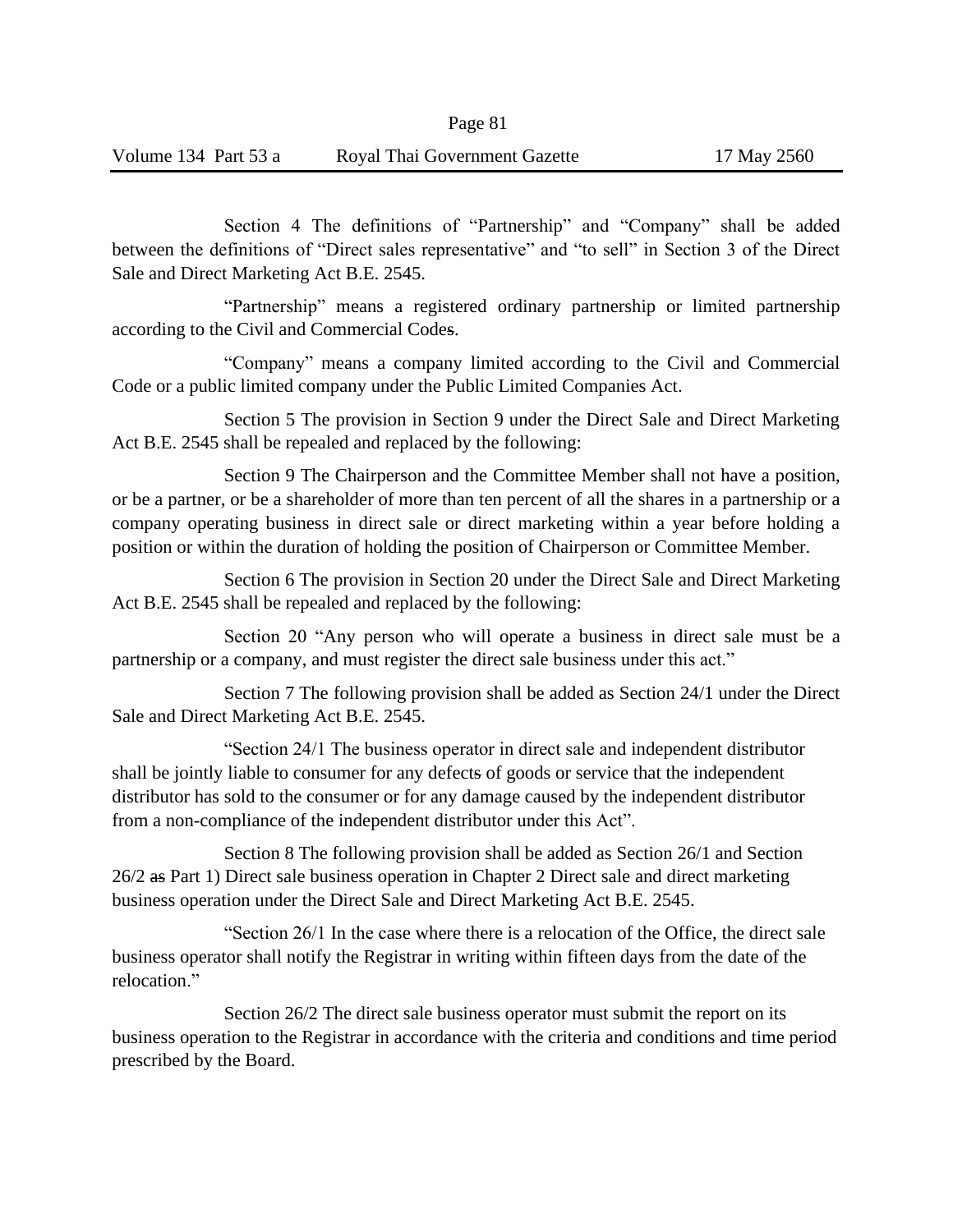Section 4 The definitions of "Partnership" and "Company" shall be added between the definitions of "Direct sales representative" and "to sell" in Section 3 of the Direct Sale and Direct Marketing Act B.E. 2545.

"Partnership" means a registered ordinary partnership or limited partnership according to the Civil and Commercial Codes.

"Company" means a company limited according to the Civil and Commercial Code or a public limited company under the Public Limited Companies Act.

Section 5 The provision in Section 9 under the Direct Sale and Direct Marketing Act B.E. 2545 shall be repealed and replaced by the following:

Section 9 The Chairperson and the Committee Member shall not have a position, or be a partner, or be a shareholder of more than ten percent of all the shares in a partnership or a company operating business in direct sale or direct marketing within a year before holding a position or within the duration of holding the position of Chairperson or Committee Member.

Section 6 The provision in Section 20 under the Direct Sale and Direct Marketing Act B.E. 2545 shall be repealed and replaced by the following:

Section 20 "Any person who will operate a business in direct sale must be a partnership or a company, and must register the direct sale business under this act."

Section 7 The following provision shall be added as Section 24/1 under the Direct Sale and Direct Marketing Act B.E. 2545.

"Section 24/1 The business operator in direct sale and independent distributor shall be jointly liable to consumer for any defects of goods or service that the independent distributor has sold to the consumer or for any damage caused by the independent distributor from a non-compliance of the independent distributor under this Act".

Section 8 The following provision shall be added as Section 26/1 and Section 26/2 as Part 1) Direct sale business operation in Chapter 2 Direct sale and direct marketing business operation under the Direct Sale and Direct Marketing Act B.E. 2545.

"Section 26/1 In the case where there is a relocation of the Office, the direct sale business operator shall notify the Registrar in writing within fifteen days from the date of the relocation."

Section 26/2 The direct sale business operator must submit the report on its business operation to the Registrar in accordance with the criteria and conditions and time period prescribed by the Board.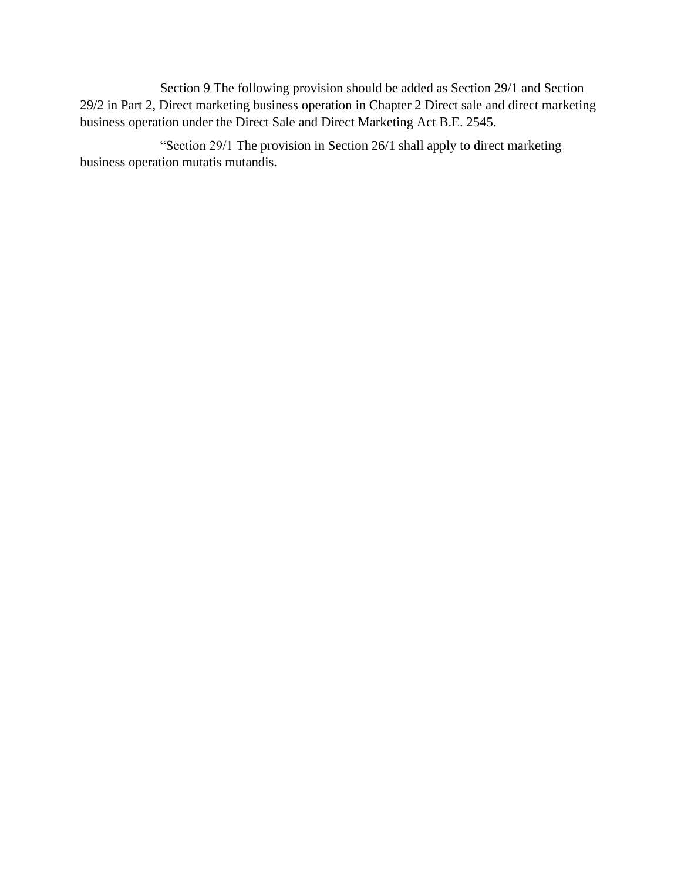Section 9 The following provision should be added as Section 29/1 and Section 29/2 in Part 2, Direct marketing business operation in Chapter 2 Direct sale and direct marketing business operation under the Direct Sale and Direct Marketing Act B.E. 2545.

"Section 29/1 The provision in Section 26/1 shall apply to direct marketing business operation mutatis mutandis.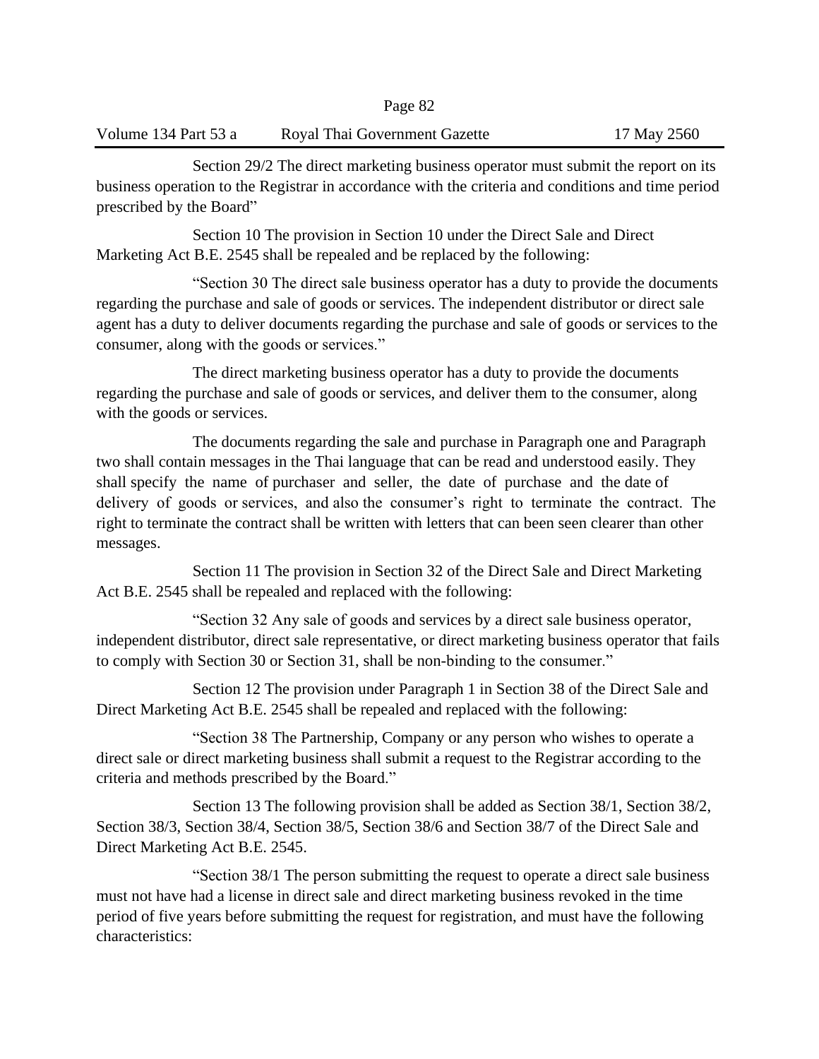Section 29/2 The direct marketing business operator must submit the report on its business operation to the Registrar in accordance with the criteria and conditions and time period prescribed by the Board"

Section 10 The provision in Section 10 under the Direct Sale and Direct Marketing Act B.E. 2545 shall be repealed and be replaced by the following:

"Section 30 The direct sale business operator has a duty to provide the documents regarding the purchase and sale of goods or services. The independent distributor or direct sale agent has a duty to deliver documents regarding the purchase and sale of goods or services to the consumer, along with the goods or services."

The direct marketing business operator has a duty to provide the documents regarding the purchase and sale of goods or services, and deliver them to the consumer, along with the goods or services.

The documents regarding the sale and purchase in Paragraph one and Paragraph two shall contain messages in the Thai language that can be read and understood easily. They shall specify the name of purchaser and seller, the date of purchase and the date of delivery of goods or services, and also the consumer's right to terminate the contract. The right to terminate the contract shall be written with letters that can been seen clearer than other messages.

Section 11 The provision in Section 32 of the Direct Sale and Direct Marketing Act B.E. 2545 shall be repealed and replaced with the following:

"Section 32 Any sale of goods and services by a direct sale business operator, independent distributor, direct sale representative, or direct marketing business operator that fails to comply with Section 30 or Section 31, shall be non-binding to the consumer."

Section 12 The provision under Paragraph 1 in Section 38 of the Direct Sale and Direct Marketing Act B.E. 2545 shall be repealed and replaced with the following:

"Section 38 The Partnership, Company or any person who wishes to operate a direct sale or direct marketing business shall submit a request to the Registrar according to the criteria and methods prescribed by the Board."

Section 13 The following provision shall be added as Section 38/1, Section 38/2, Section 38/3, Section 38/4, Section 38/5, Section 38/6 and Section 38/7 of the Direct Sale and Direct Marketing Act B.E. 2545.

"Section 38/1 The person submitting the request to operate a direct sale business must not have had a license in direct sale and direct marketing business revoked in the time period of five years before submitting the request for registration, and must have the following characteristics: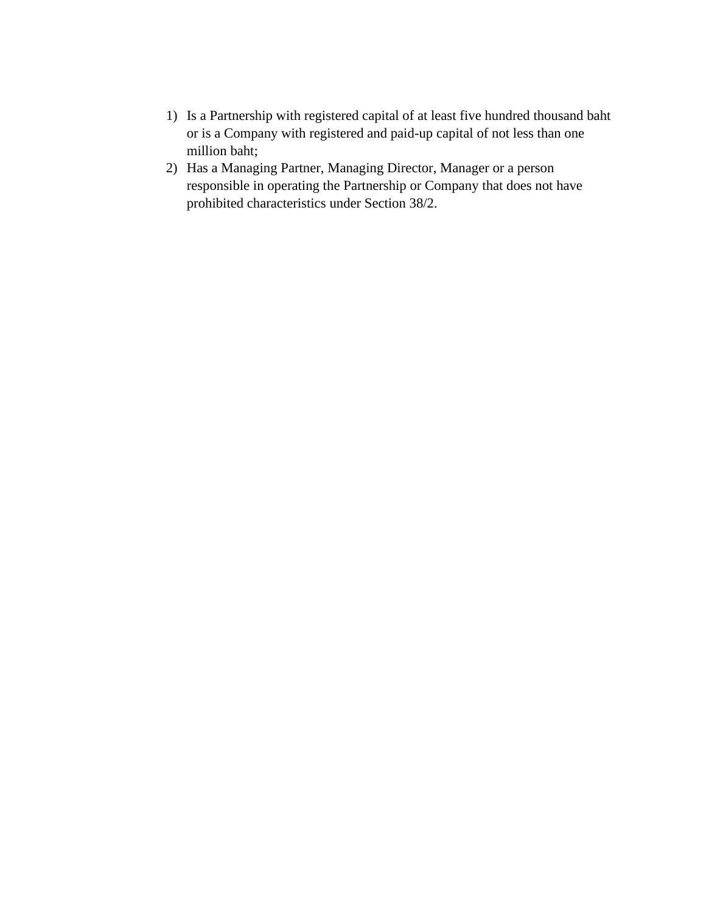1) Is a Partnership with registered capital of at least five hundred thousand baht or is a Company with registered and paid-up capital of not less than one million baht;
2) Has a Managing Partner, Managing Director, Manager or a person responsible in operating the Partnership or Company that does not have prohibited characteristics under Section 38/2.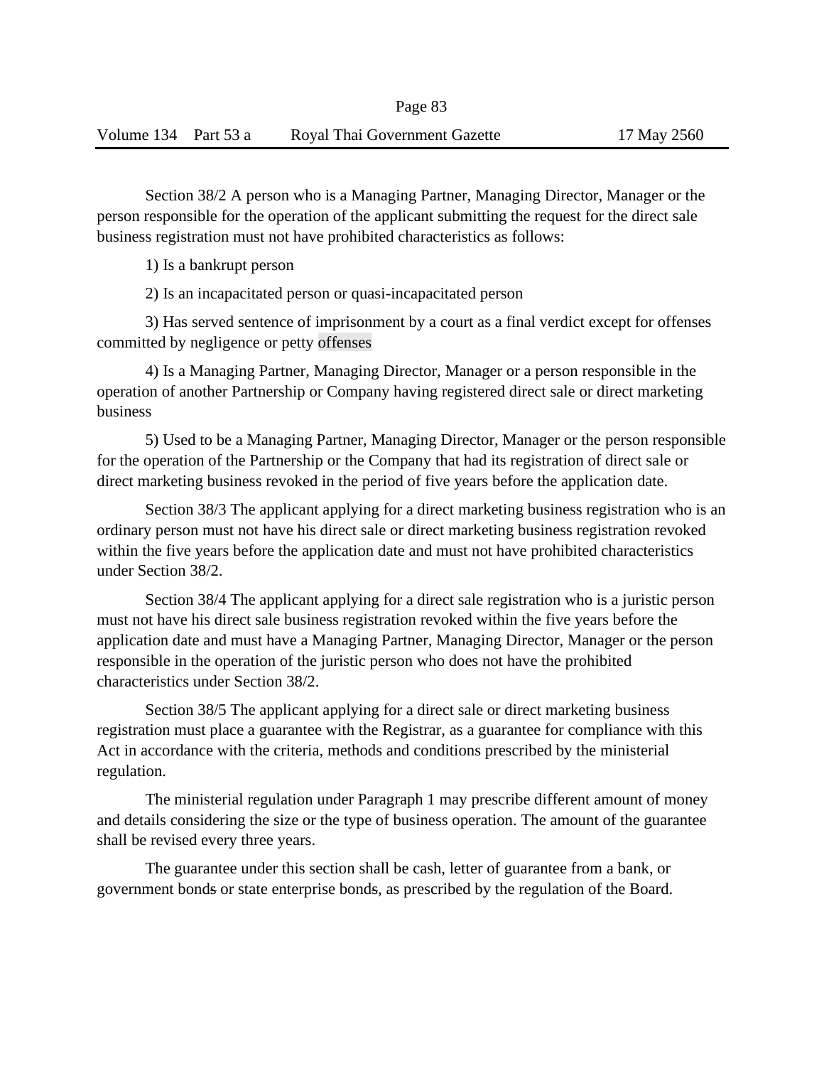Section 38/2 A person who is a Managing Partner, Managing Director, Manager or the person responsible for the operation of the applicant submitting the request for the direct sale business registration must not have prohibited characteristics as follows:

1) Is a bankrupt person

2) Is an incapacitated person or quasi-incapacitated person

3) Has served sentence of imprisonment by a court as a final verdict except for offenses committed by negligence or petty offenses

4) Is a Managing Partner, Managing Director, Manager or a person responsible in the operation of another Partnership or Company having registered direct sale or direct marketing business

5) Used to be a Managing Partner, Managing Director, Manager or the person responsible for the operation of the Partnership or the Company that had its registration of direct sale or direct marketing business revoked in the period of five years before the application date.

Section 38/3 The applicant applying for a direct marketing business registration who is an ordinary person must not have his direct sale or direct marketing business registration revoked within the five years before the application date and must not have prohibited characteristics under Section 38/2.

Section 38/4 The applicant applying for a direct sale registration who is a juristic person must not have his direct sale business registration revoked within the five years before the application date and must have a Managing Partner, Managing Director, Manager or the person responsible in the operation of the juristic person who does not have the prohibited characteristics under Section 38/2.

Section 38/5 The applicant applying for a direct sale or direct marketing business registration must place a guarantee with the Registrar, as a guarantee for compliance with this Act in accordance with the criteria, methods and conditions prescribed by the ministerial regulation.

The ministerial regulation under Paragraph 1 may prescribe different amount of money and details considering the size or the type of business operation. The amount of the guarantee shall be revised every three years.

The guarantee under this section shall be cash, letter of guarantee from a bank, or government bonds or state enterprise bonds, as prescribed by the regulation of the Board.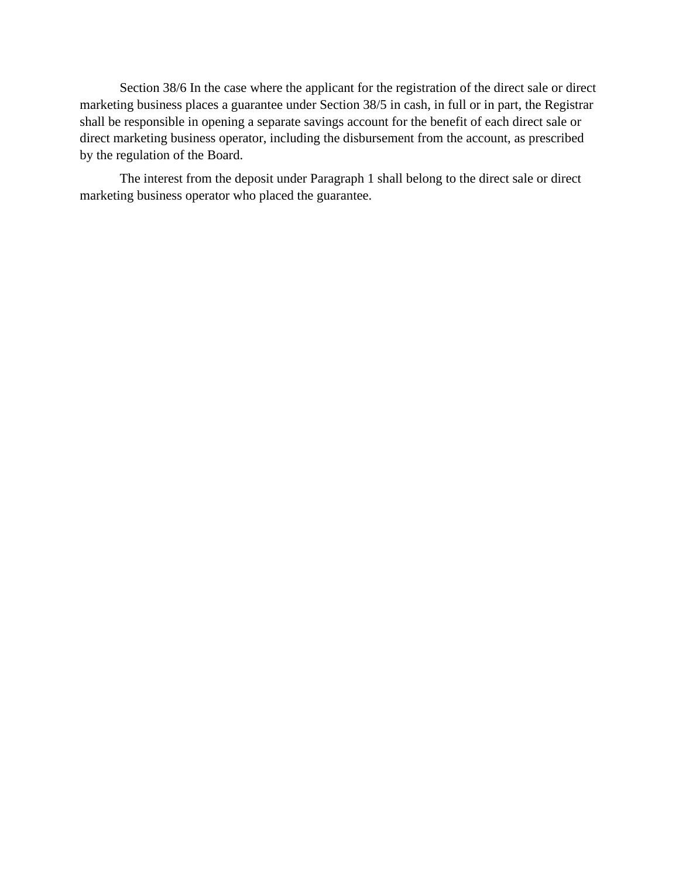Section 38/6 In the case where the applicant for the registration of the direct sale or direct marketing business places a guarantee under Section 38/5 in cash, in full or in part, the Registrar shall be responsible in opening a separate savings account for the benefit of each direct sale or direct marketing business operator, including the disbursement from the account, as prescribed by the regulation of the Board.

The interest from the deposit under Paragraph 1 shall belong to the direct sale or direct marketing business operator who placed the guarantee.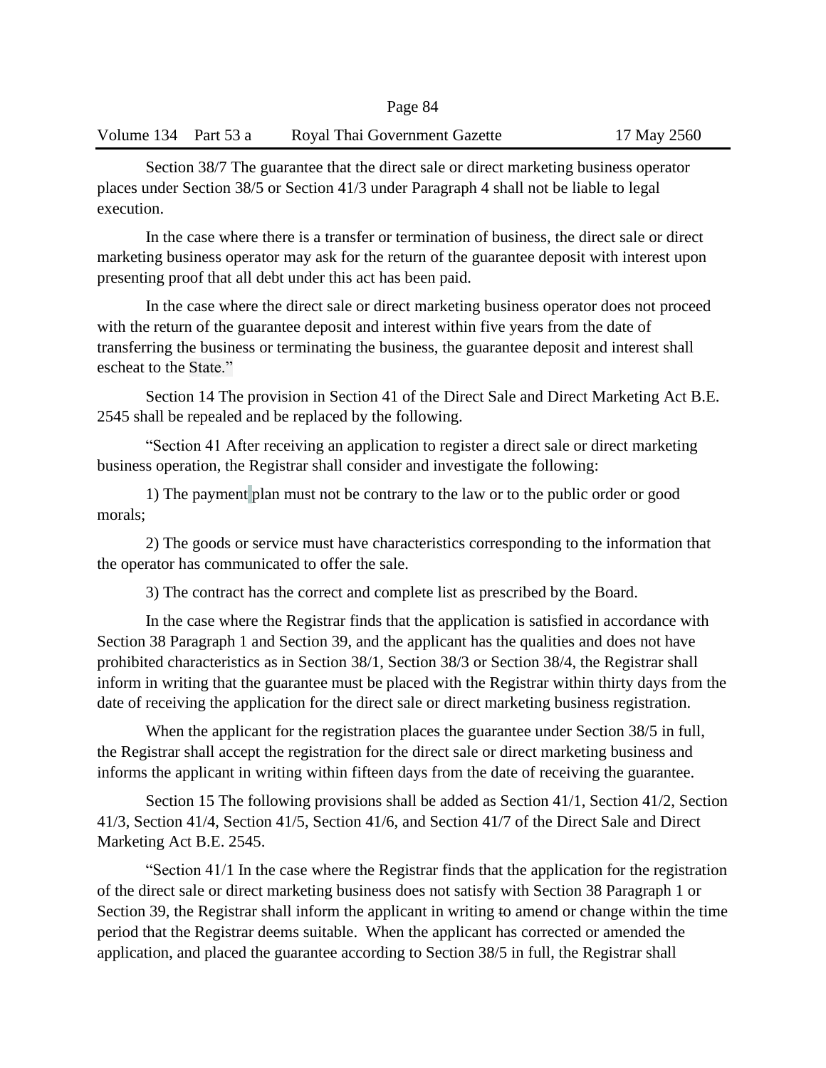Section 38/7 The guarantee that the direct sale or direct marketing business operator places under Section 38/5 or Section 41/3 under Paragraph 4 shall not be liable to legal execution.

In the case where there is a transfer or termination of business, the direct sale or direct marketing business operator may ask for the return of the guarantee deposit with interest upon presenting proof that all debt under this act has been paid.

In the case where the direct sale or direct marketing business operator does not proceed with the return of the guarantee deposit and interest within five years from the date of transferring the business or terminating the business, the guarantee deposit and interest shall escheat to the State."

Section 14 The provision in Section 41 of the Direct Sale and Direct Marketing Act B.E. 2545 shall be repealed and be replaced by the following.

"Section 41 After receiving an application to register a direct sale or direct marketing business operation, the Registrar shall consider and investigate the following:

1) The payment plan must not be contrary to the law or to the public order or good morals;

2) The goods or service must have characteristics corresponding to the information that the operator has communicated to offer the sale.

3) The contract has the correct and complete list as prescribed by the Board.

In the case where the Registrar finds that the application is satisfied in accordance with Section 38 Paragraph 1 and Section 39, and the applicant has the qualities and does not have prohibited characteristics as in Section 38/1, Section 38/3 or Section 38/4, the Registrar shall inform in writing that the guarantee must be placed with the Registrar within thirty days from the date of receiving the application for the direct sale or direct marketing business registration.

When the applicant for the registration places the guarantee under Section 38/5 in full, the Registrar shall accept the registration for the direct sale or direct marketing business and informs the applicant in writing within fifteen days from the date of receiving the guarantee.

Section 15 The following provisions shall be added as Section 41/1, Section 41/2, Section 41/3, Section 41/4, Section 41/5, Section 41/6, and Section 41/7 of the Direct Sale and Direct Marketing Act B.E. 2545.

"Section 41/1 In the case where the Registrar finds that the application for the registration of the direct sale or direct marketing business does not satisfy with Section 38 Paragraph 1 or Section 39, the Registrar shall inform the applicant in writing to amend or change within the time period that the Registrar deems suitable. When the applicant has corrected or amended the application, and placed the guarantee according to Section 38/5 in full, the Registrar shall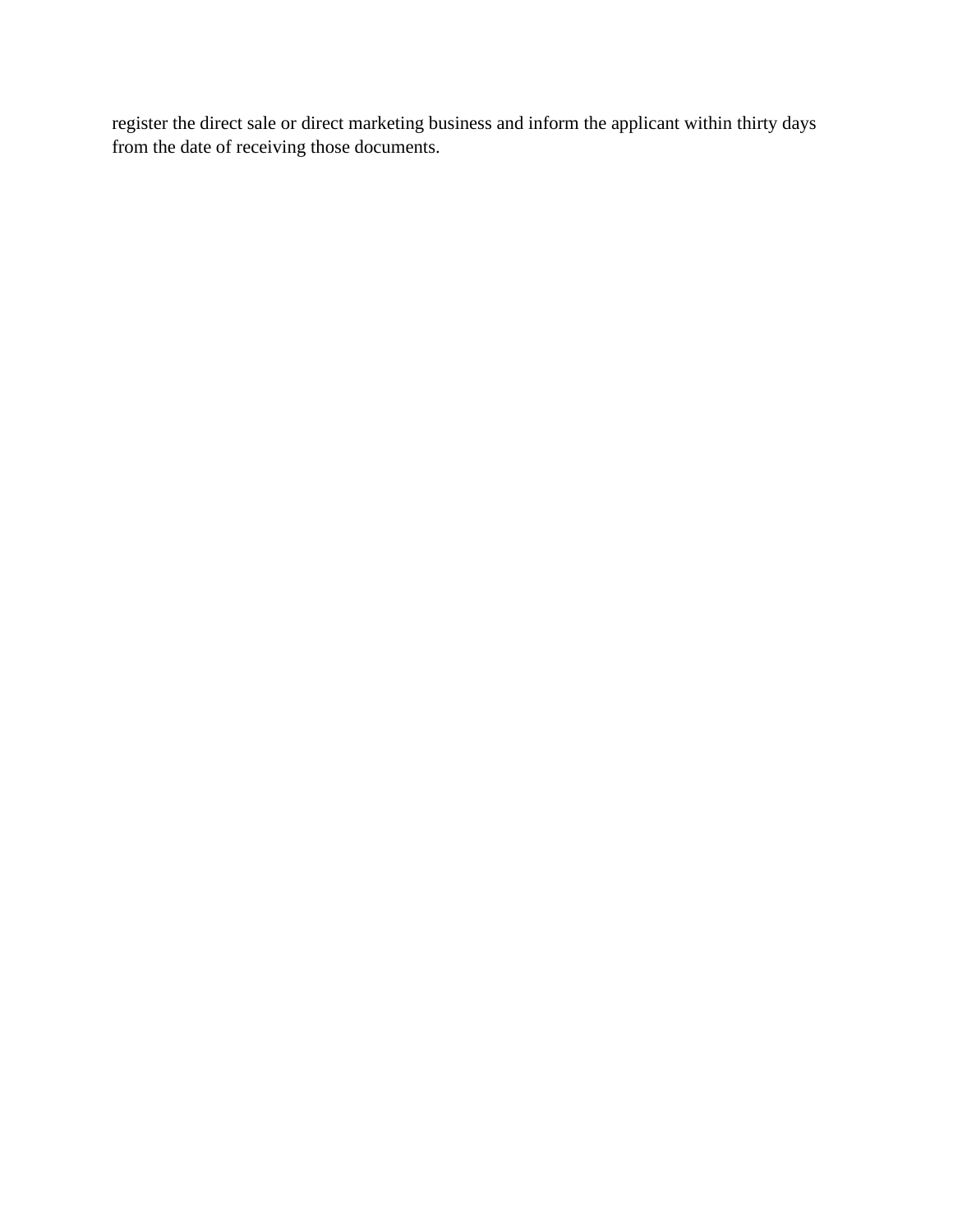register the direct sale or direct marketing business and inform the applicant within thirty days from the date of receiving those documents.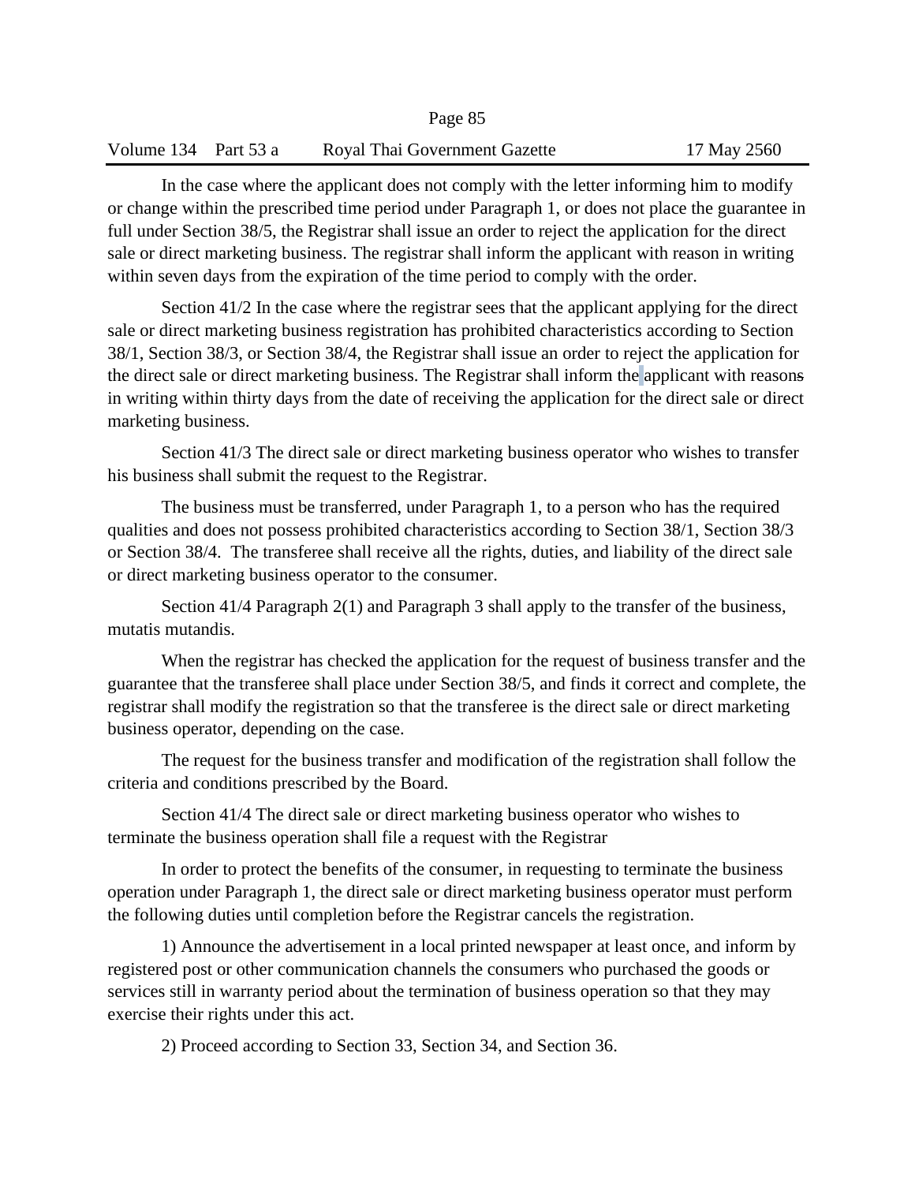In the case where the applicant does not comply with the letter informing him to modify or change within the prescribed time period under Paragraph 1, or does not place the guarantee in full under Section 38/5, the Registrar shall issue an order to reject the application for the direct sale or direct marketing business. The registrar shall inform the applicant with reason in writing within seven days from the expiration of the time period to comply with the order.

Section 41/2 In the case where the registrar sees that the applicant applying for the direct sale or direct marketing business registration has prohibited characteristics according to Section 38/1, Section 38/3, or Section 38/4, the Registrar shall issue an order to reject the application for the direct sale or direct marketing business. The Registrar shall inform the applicant with reasons in writing within thirty days from the date of receiving the application for the direct sale or direct marketing business.

Section 41/3 The direct sale or direct marketing business operator who wishes to transfer his business shall submit the request to the Registrar.

The business must be transferred, under Paragraph 1, to a person who has the required qualities and does not possess prohibited characteristics according to Section 38/1, Section 38/3 or Section 38/4. The transferee shall receive all the rights, duties, and liability of the direct sale or direct marketing business operator to the consumer.

Section 41/4 Paragraph 2(1) and Paragraph 3 shall apply to the transfer of the business, mutatis mutandis.

When the registrar has checked the application for the request of business transfer and the guarantee that the transferee shall place under Section 38/5, and finds it correct and complete, the registrar shall modify the registration so that the transferee is the direct sale or direct marketing business operator, depending on the case.

The request for the business transfer and modification of the registration shall follow the criteria and conditions prescribed by the Board.

Section 41/4 The direct sale or direct marketing business operator who wishes to terminate the business operation shall file a request with the Registrar

In order to protect the benefits of the consumer, in requesting to terminate the business operation under Paragraph 1, the direct sale or direct marketing business operator must perform the following duties until completion before the Registrar cancels the registration.

1) Announce the advertisement in a local printed newspaper at least once, and inform by registered post or other communication channels the consumers who purchased the goods or services still in warranty period about the termination of business operation so that they may exercise their rights under this act.

2) Proceed according to Section 33, Section 34, and Section 36.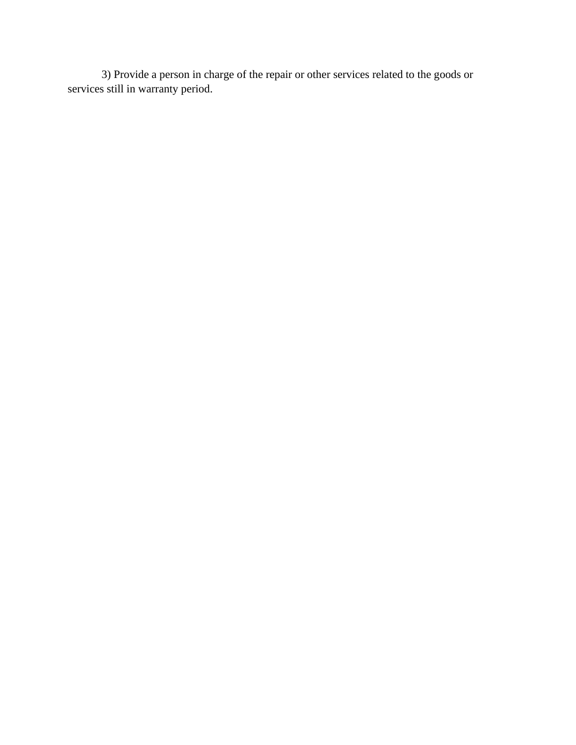3) Provide a person in charge of the repair or other services related to the goods or services still in warranty period.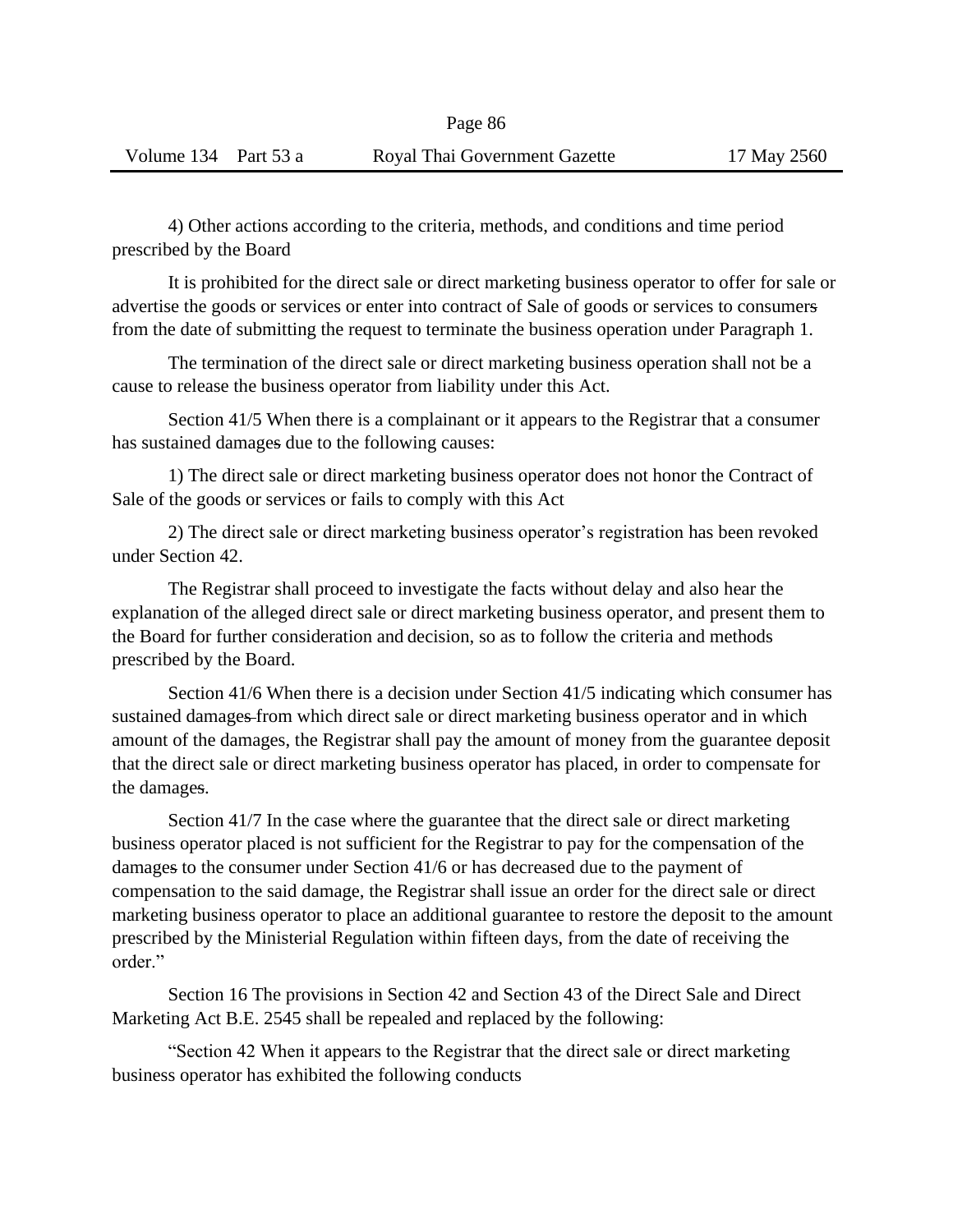4) Other actions according to the criteria, methods, and conditions and time period prescribed by the Board

It is prohibited for the direct sale or direct marketing business operator to offer for sale or advertise the goods or services or enter into contract of Sale of goods or services to consumers from the date of submitting the request to terminate the business operation under Paragraph 1.

The termination of the direct sale or direct marketing business operation shall not be a cause to release the business operator from liability under this Act.

Section 41/5 When there is a complainant or it appears to the Registrar that a consumer has sustained damages due to the following causes:

1) The direct sale or direct marketing business operator does not honor the Contract of Sale of the goods or services or fails to comply with this Act

2) The direct sale or direct marketing business operator's registration has been revoked under Section 42.

The Registrar shall proceed to investigate the facts without delay and also hear the explanation of the alleged direct sale or direct marketing business operator, and present them to the Board for further consideration and decision, so as to follow the criteria and methods prescribed by the Board.

Section 41/6 When there is a decision under Section 41/5 indicating which consumer has sustained damages from which direct sale or direct marketing business operator and in which amount of the damages, the Registrar shall pay the amount of money from the guarantee deposit that the direct sale or direct marketing business operator has placed, in order to compensate for the damages.

Section 41/7 In the case where the guarantee that the direct sale or direct marketing business operator placed is not sufficient for the Registrar to pay for the compensation of the damages to the consumer under Section 41/6 or has decreased due to the payment of compensation to the said damage, the Registrar shall issue an order for the direct sale or direct marketing business operator to place an additional guarantee to restore the deposit to the amount prescribed by the Ministerial Regulation within fifteen days, from the date of receiving the order."

Section 16 The provisions in Section 42 and Section 43 of the Direct Sale and Direct Marketing Act B.E. 2545 shall be repealed and replaced by the following:

"Section 42 When it appears to the Registrar that the direct sale or direct marketing business operator has exhibited the following conducts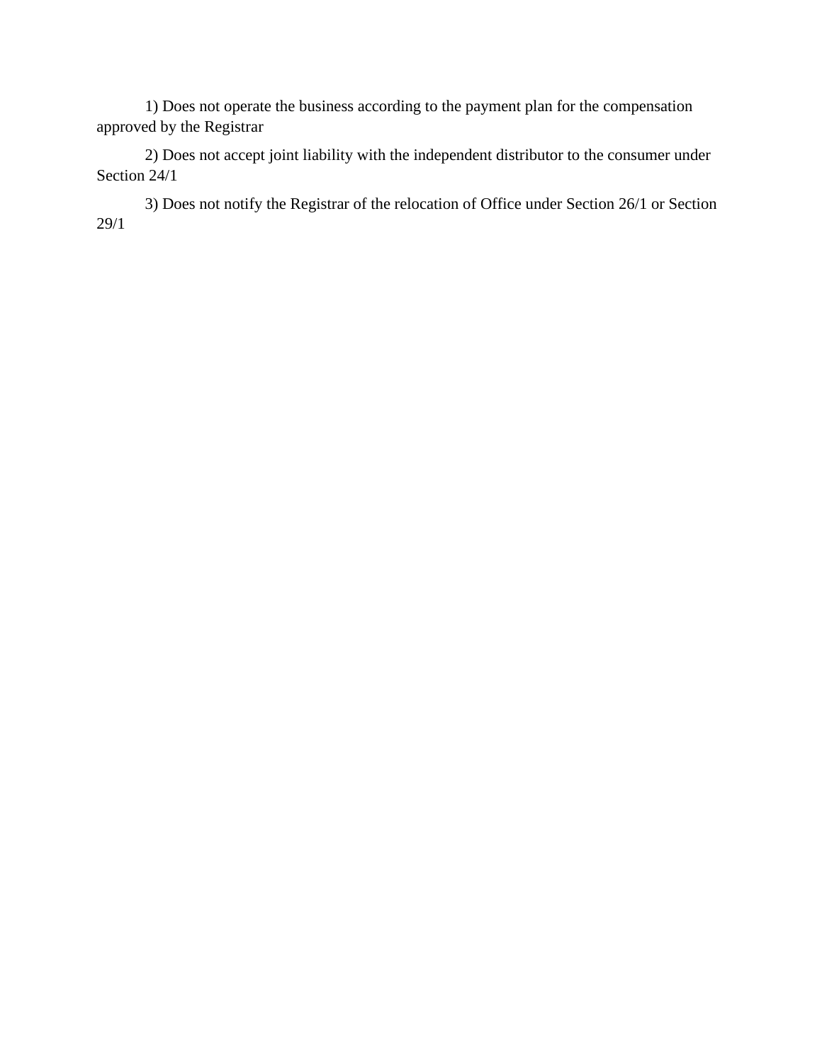1) Does not operate the business according to the payment plan for the compensation approved by the Registrar

2) Does not accept joint liability with the independent distributor to the consumer under Section 24/1

3) Does not notify the Registrar of the relocation of Office under Section 26/1 or Section 29/1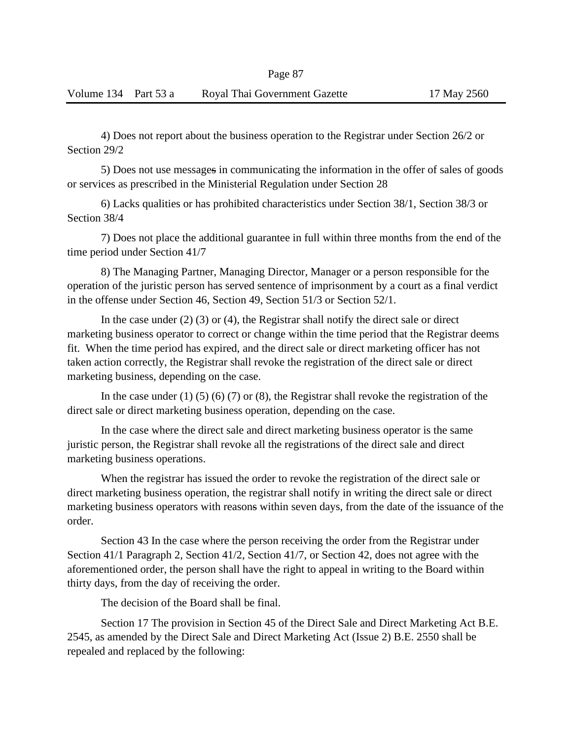4) Does not report about the business operation to the Registrar under Section 26/2 or Section 29/2

5) Does not use messages in communicating the information in the offer of sales of goods or services as prescribed in the Ministerial Regulation under Section 28

6) Lacks qualities or has prohibited characteristics under Section 38/1, Section 38/3 or Section 38/4

7) Does not place the additional guarantee in full within three months from the end of the time period under Section 41/7

8) The Managing Partner, Managing Director, Manager or a person responsible for the operation of the juristic person has served sentence of imprisonment by a court as a final verdict in the offense under Section 46, Section 49, Section 51/3 or Section 52/1.

In the case under (2) (3) or (4), the Registrar shall notify the direct sale or direct marketing business operator to correct or change within the time period that the Registrar deems fit. When the time period has expired, and the direct sale or direct marketing officer has not taken action correctly, the Registrar shall revoke the registration of the direct sale or direct marketing business, depending on the case.

In the case under (1) (5) (6) (7) or (8), the Registrar shall revoke the registration of the direct sale or direct marketing business operation, depending on the case.

In the case where the direct sale and direct marketing business operator is the same juristic person, the Registrar shall revoke all the registrations of the direct sale and direct marketing business operations.

When the registrar has issued the order to revoke the registration of the direct sale or direct marketing business operation, the registrar shall notify in writing the direct sale or direct marketing business operators with reasons within seven days, from the date of the issuance of the order.

Section 43 In the case where the person receiving the order from the Registrar under Section 41/1 Paragraph 2, Section 41/2, Section 41/7, or Section 42, does not agree with the aforementioned order, the person shall have the right to appeal in writing to the Board within thirty days, from the day of receiving the order.

The decision of the Board shall be final.

Section 17 The provision in Section 45 of the Direct Sale and Direct Marketing Act B.E. 2545, as amended by the Direct Sale and Direct Marketing Act (Issue 2) B.E. 2550 shall be repealed and replaced by the following: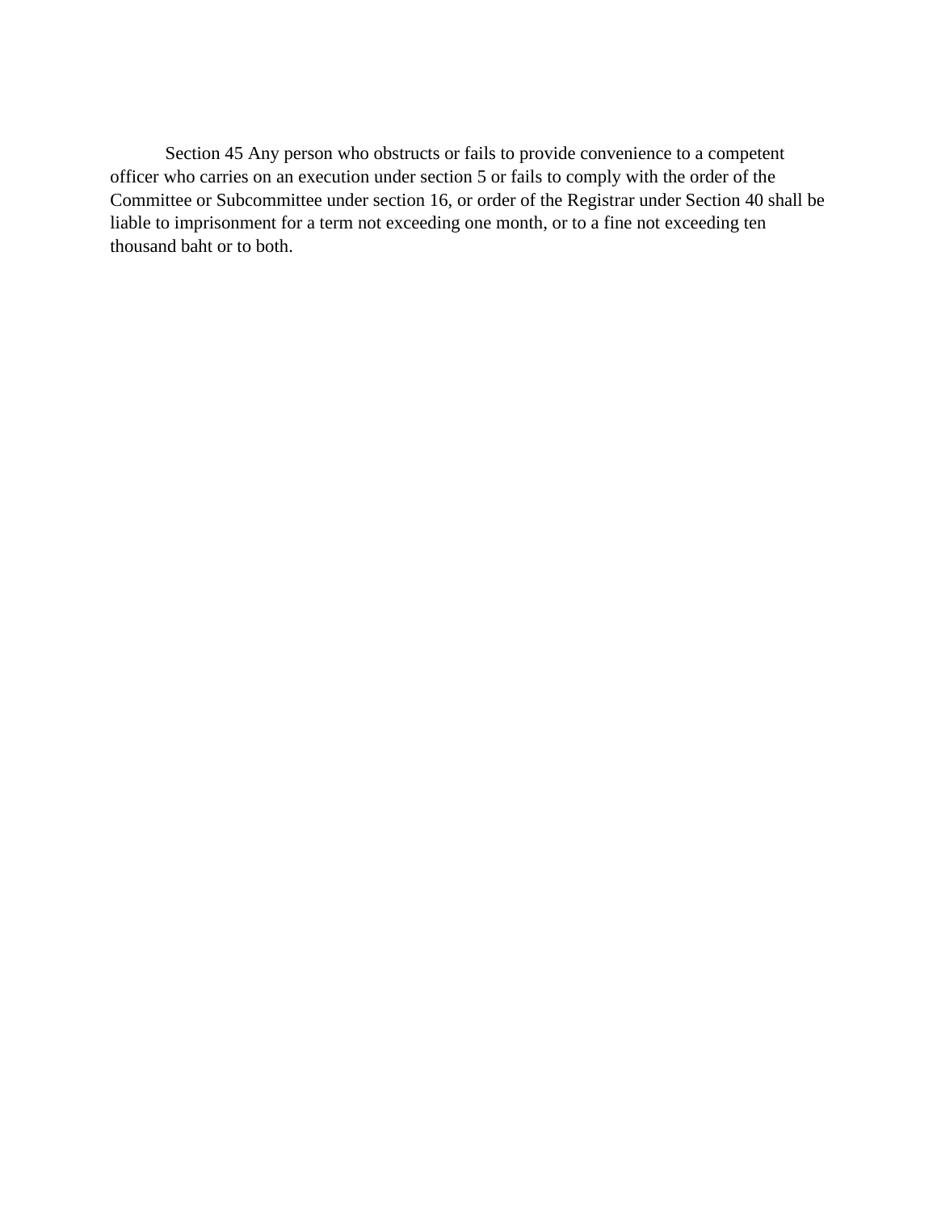Section 45 Any person who obstructs or fails to provide convenience to a competent officer who carries on an execution under section 5 or fails to comply with the order of the Committee or Subcommittee under section 16, or order of the Registrar under Section 40 shall be liable to imprisonment for a term not exceeding one month, or to a fine not exceeding ten thousand baht or to both.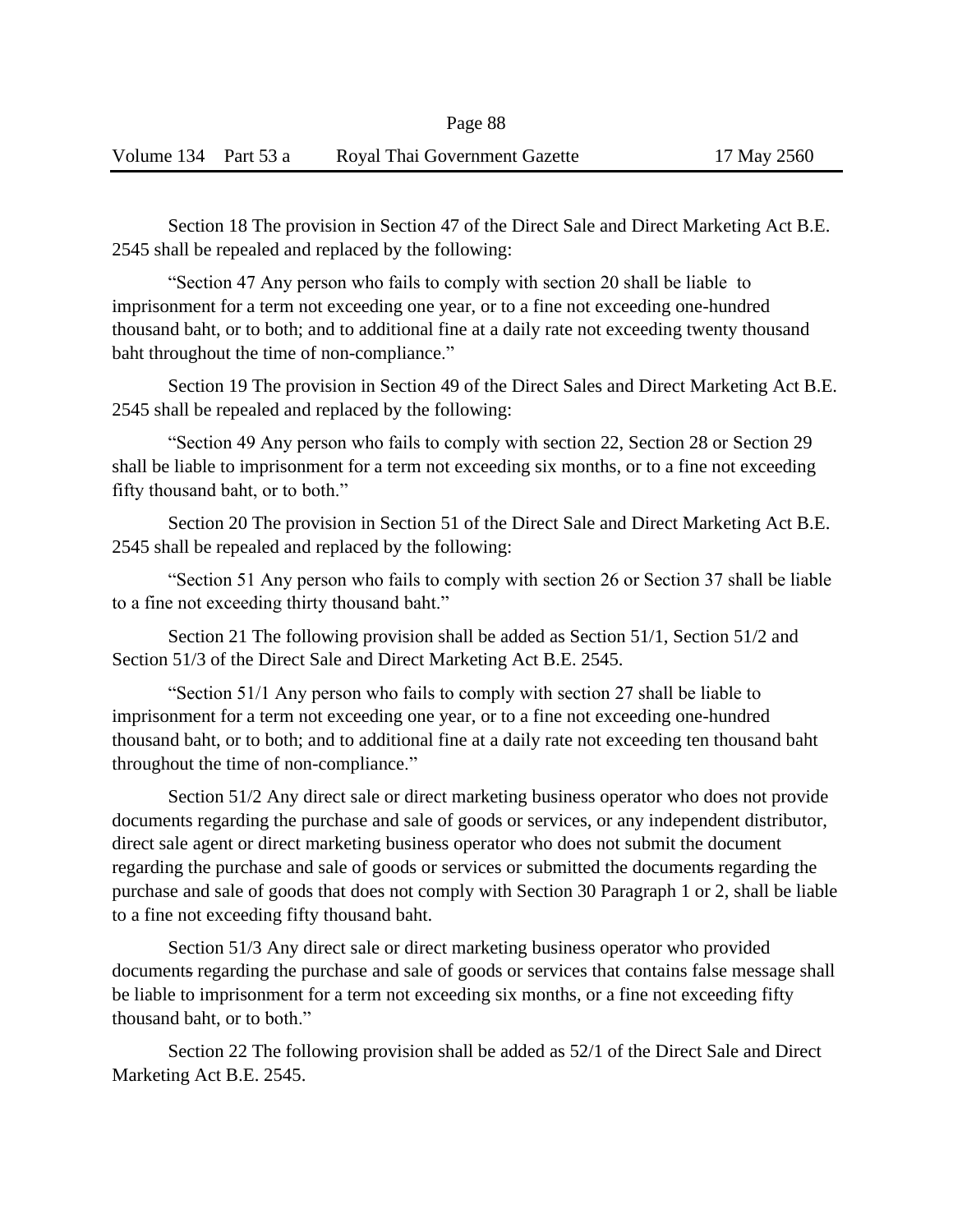Section 18 The provision in Section 47 of the Direct Sale and Direct Marketing Act B.E. 2545 shall be repealed and replaced by the following:

"Section 47 Any person who fails to comply with section 20 shall be liable to imprisonment for a term not exceeding one year, or to a fine not exceeding one-hundred thousand baht, or to both; and to additional fine at a daily rate not exceeding twenty thousand baht throughout the time of non-compliance."

Section 19 The provision in Section 49 of the Direct Sales and Direct Marketing Act B.E. 2545 shall be repealed and replaced by the following:

"Section 49 Any person who fails to comply with section 22, Section 28 or Section 29 shall be liable to imprisonment for a term not exceeding six months, or to a fine not exceeding fifty thousand baht, or to both."

Section 20 The provision in Section 51 of the Direct Sale and Direct Marketing Act B.E. 2545 shall be repealed and replaced by the following:

"Section 51 Any person who fails to comply with section 26 or Section 37 shall be liable to a fine not exceeding thirty thousand baht."

Section 21 The following provision shall be added as Section 51/1, Section 51/2 and Section 51/3 of the Direct Sale and Direct Marketing Act B.E. 2545.

"Section 51/1 Any person who fails to comply with section 27 shall be liable to imprisonment for a term not exceeding one year, or to a fine not exceeding one-hundred thousand baht, or to both; and to additional fine at a daily rate not exceeding ten thousand baht throughout the time of non-compliance."

Section 51/2 Any direct sale or direct marketing business operator who does not provide documents regarding the purchase and sale of goods or services, or any independent distributor, direct sale agent or direct marketing business operator who does not submit the document regarding the purchase and sale of goods or services or submitted the documents regarding the purchase and sale of goods that does not comply with Section 30 Paragraph 1 or 2, shall be liable to a fine not exceeding fifty thousand baht.

Section 51/3 Any direct sale or direct marketing business operator who provided documents regarding the purchase and sale of goods or services that contains false message shall be liable to imprisonment for a term not exceeding six months, or a fine not exceeding fifty thousand baht, or to both."

Section 22 The following provision shall be added as 52/1 of the Direct Sale and Direct Marketing Act B.E. 2545.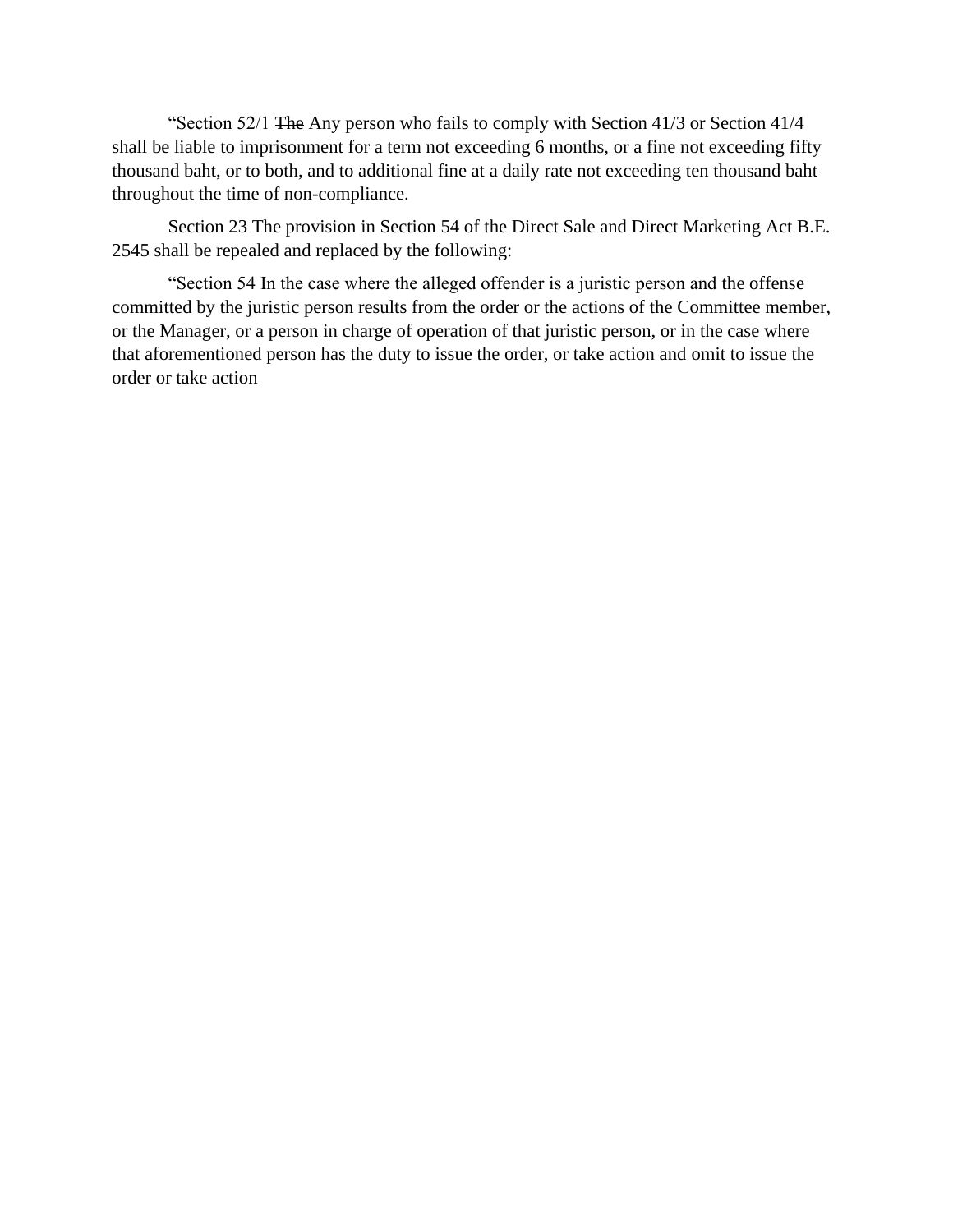"Section 52/1 ~~The~~ Any person who fails to comply with Section 41/3 or Section 41/4 shall be liable to imprisonment for a term not exceeding 6 months, or a fine not exceeding fifty thousand baht, or to both, and to additional fine at a daily rate not exceeding ten thousand baht throughout the time of non-compliance.

Section 23 The provision in Section 54 of the Direct Sale and Direct Marketing Act B.E. 2545 shall be repealed and replaced by the following:

"Section 54 In the case where the alleged offender is a juristic person and the offense committed by the juristic person results from the order or the actions of the Committee member, or the Manager, or a person in charge of operation of that juristic person, or in the case where that aforementioned person has the duty to issue the order, or take action and omit to issue the order or take action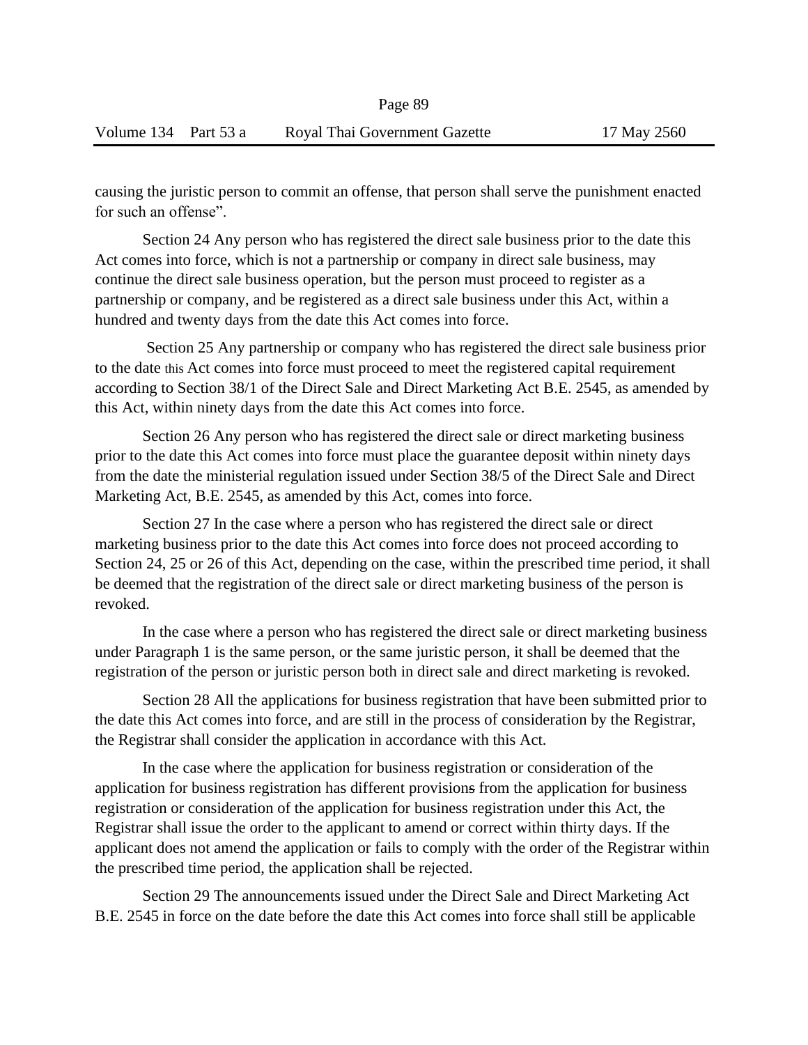causing the juristic person to commit an offense, that person shall serve the punishment enacted for such an offense".

Section 24 Any person who has registered the direct sale business prior to the date this Act comes into force, which is not a partnership or company in direct sale business, may continue the direct sale business operation, but the person must proceed to register as a partnership or company, and be registered as a direct sale business under this Act, within a hundred and twenty days from the date this Act comes into force.

Section 25 Any partnership or company who has registered the direct sale business prior to the date this Act comes into force must proceed to meet the registered capital requirement according to Section 38/1 of the Direct Sale and Direct Marketing Act B.E. 2545, as amended by this Act, within ninety days from the date this Act comes into force.

Section 26 Any person who has registered the direct sale or direct marketing business prior to the date this Act comes into force must place the guarantee deposit within ninety days from the date the ministerial regulation issued under Section 38/5 of the Direct Sale and Direct Marketing Act, B.E. 2545, as amended by this Act, comes into force.

Section 27 In the case where a person who has registered the direct sale or direct marketing business prior to the date this Act comes into force does not proceed according to Section 24, 25 or 26 of this Act, depending on the case, within the prescribed time period, it shall be deemed that the registration of the direct sale or direct marketing business of the person is revoked.

In the case where a person who has registered the direct sale or direct marketing business under Paragraph 1 is the same person, or the same juristic person, it shall be deemed that the registration of the person or juristic person both in direct sale and direct marketing is revoked.

Section 28 All the applications for business registration that have been submitted prior to the date this Act comes into force, and are still in the process of consideration by the Registrar, the Registrar shall consider the application in accordance with this Act.

In the case where the application for business registration or consideration of the application for business registration has different provisions from the application for business registration or consideration of the application for business registration under this Act, the Registrar shall issue the order to the applicant to amend or correct within thirty days. If the applicant does not amend the application or fails to comply with the order of the Registrar within the prescribed time period, the application shall be rejected.

Section 29 The announcements issued under the Direct Sale and Direct Marketing Act B.E. 2545 in force on the date before the date this Act comes into force shall still be applicable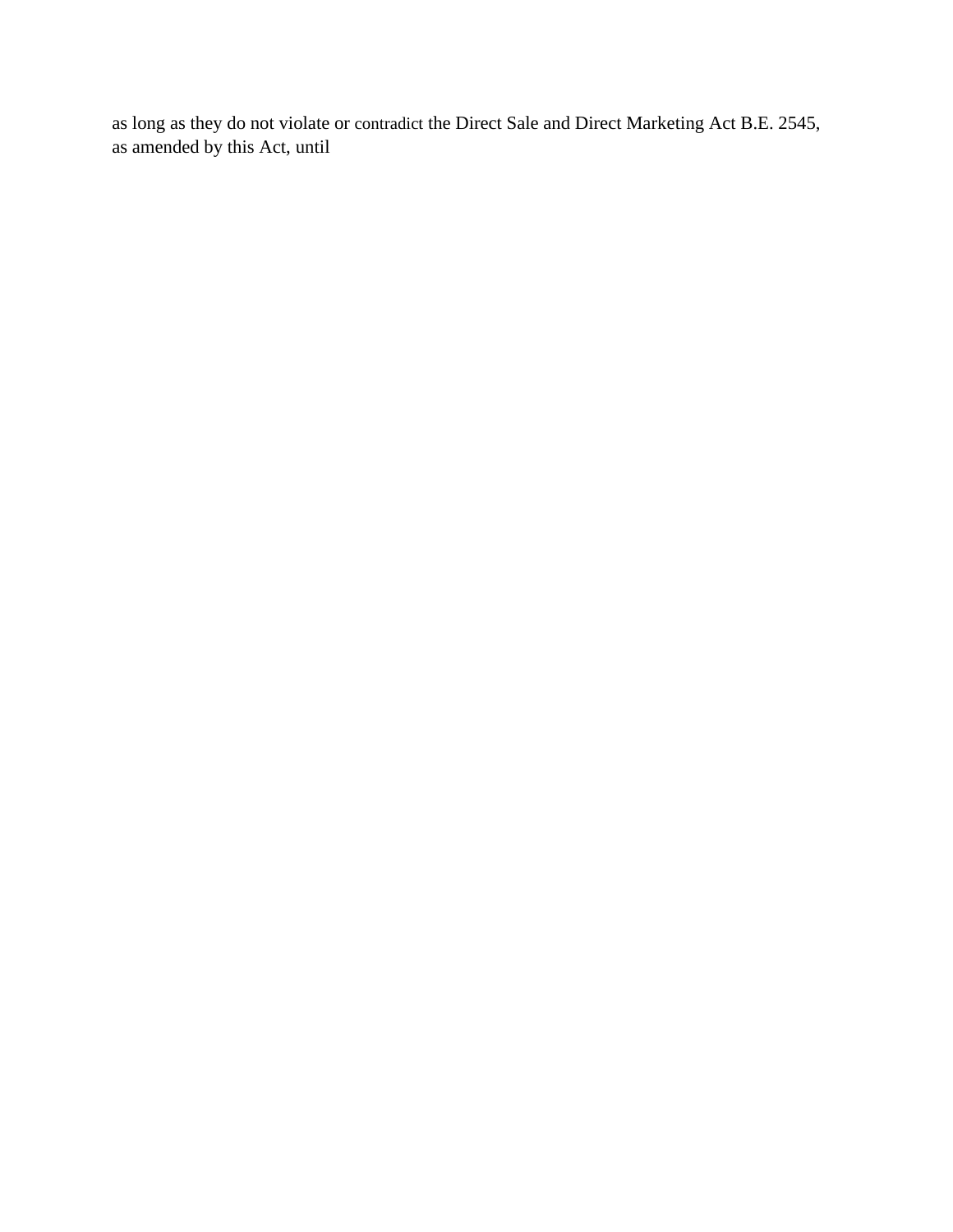as long as they do not violate or contradict the Direct Sale and Direct Marketing Act B.E. 2545, as amended by this Act, until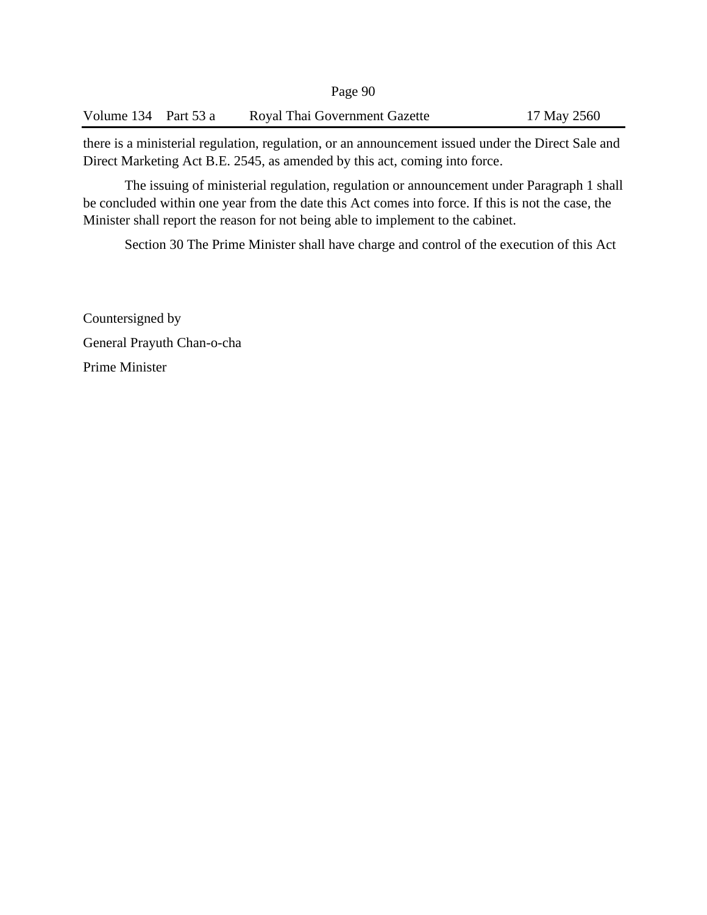there is a ministerial regulation, regulation, or an announcement issued under the Direct Sale and Direct Marketing Act B.E. 2545, as amended by this act, coming into force.

The issuing of ministerial regulation, regulation or announcement under Paragraph 1 shall be concluded within one year from the date this Act comes into force. If this is not the case, the Minister shall report the reason for not being able to implement to the cabinet.

Section 30 The Prime Minister shall have charge and control of the execution of this Act

Countersigned by

General Prayuth Chan-o-cha

Prime Minister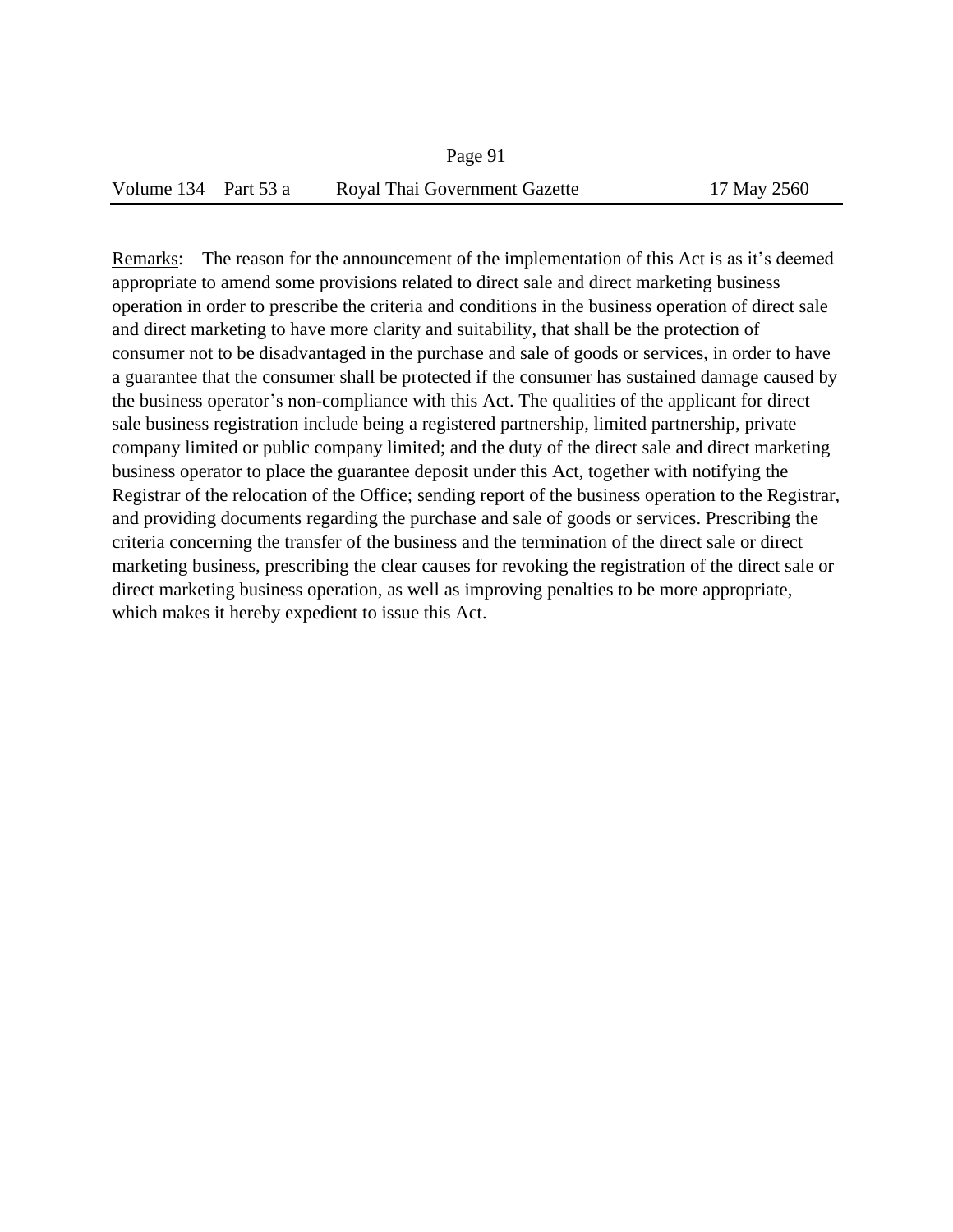<u>Remarks</u>: – The reason for the announcement of the implementation of this Act is as it's deemed appropriate to amend some provisions related to direct sale and direct marketing business operation in order to prescribe the criteria and conditions in the business operation of direct sale and direct marketing to have more clarity and suitability, that shall be the protection of consumer not to be disadvantaged in the purchase and sale of goods or services, in order to have a guarantee that the consumer shall be protected if the consumer has sustained damage caused by the business operator's non-compliance with this Act. The qualities of the applicant for direct sale business registration include being a registered partnership, limited partnership, private company limited or public company limited; and the duty of the direct sale and direct marketing business operator to place the guarantee deposit under this Act, together with notifying the Registrar of the relocation of the Office; sending report of the business operation to the Registrar, and providing documents regarding the purchase and sale of goods or services. Prescribing the criteria concerning the transfer of the business and the termination of the direct sale or direct marketing business, prescribing the clear causes for revoking the registration of the direct sale or direct marketing business operation, as well as improving penalties to be more appropriate, which makes it hereby expedient to issue this Act.